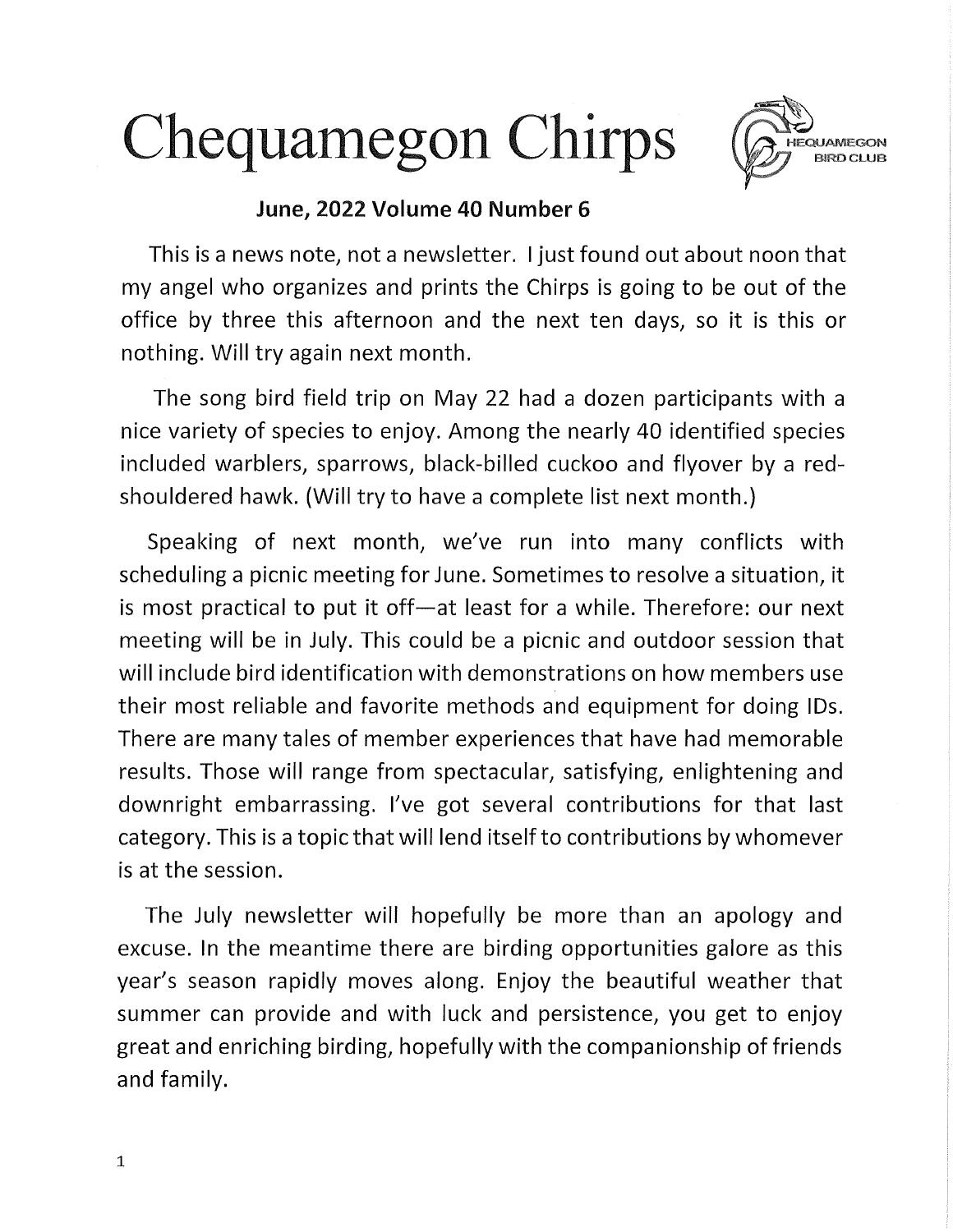# Chequamegon Chirps

**June, 2022 Volume 40 Number 6**

This is a news note, not a newsletter. I just found out about noon that my angel who organizes and prints the Chirps is going to be out of the office by three this afternoon and the next ten days, so it is this or nothing. Will try again next month.

The song bird field trip on May 22 had a dozen participants with a nice variety of species to enjoy. Among the nearly 40 identified species included warblers, sparrows, black-billed cuckoo and flyover by a red-shouldered hawk. (Will try to have a complete list next month.)

Speaking of next month, we've run into many conflicts with scheduling a picnic meeting for June. Sometimes to resolve a situation, it is most practical to put it off—at least for a while. Therefore: our next meeting will be in July. This could be a picnic and outdoor session that will include bird identification with demonstrations on how members use their most reliable and favorite methods and equipment for doing IDs. There are many tales of member experiences that have had memorable results. Those will range from spectacular, satisfying, enlightening and downright embarrassing. I've got several contributions for that last category. This is a topic that will lend itself to contributions by whomever is at the session.

The July newsletter will hopefully be more than an apology and excuse. In the meantime there are birding opportunities galore as this year's season rapidly moves along. Enjoy the beautiful weather that summer can provide and with luck and persistence, you get to enjoy great and enriching birding, hopefully with the companionship of friends and family.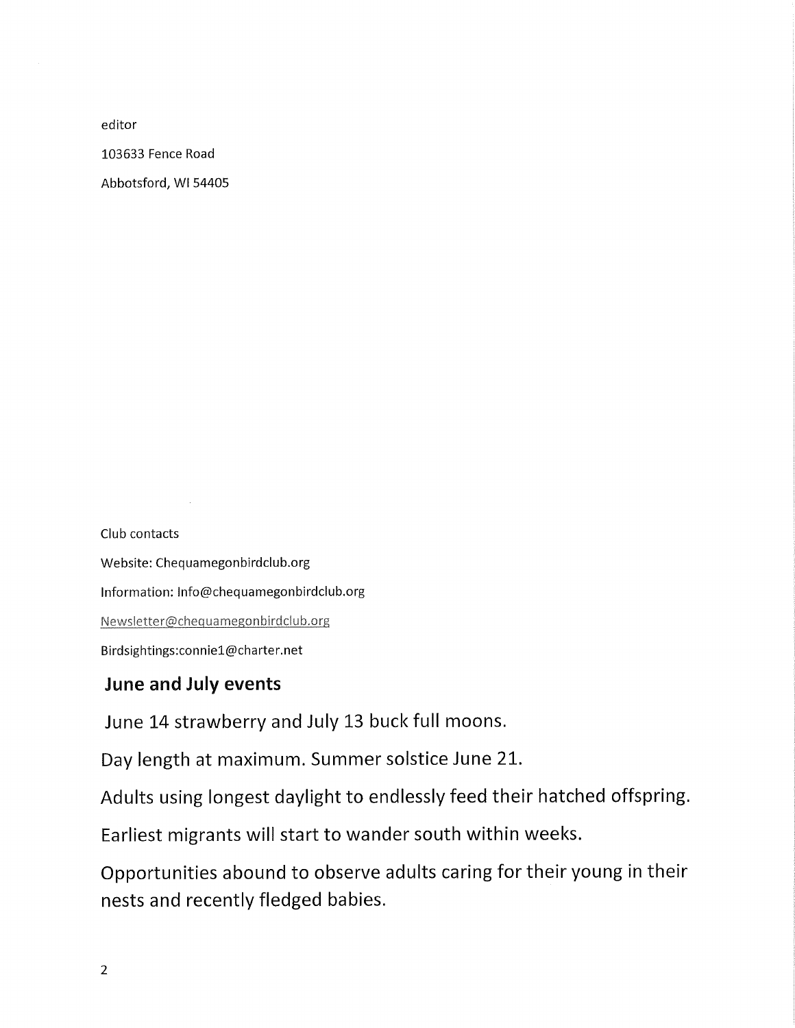editor

103633 Fence Road

Abbotsford, WI 54405

Club contacts

Website: Chequamegonbirdclub.org

Information: Info@chequamegonbirdclub.org

Newsletter@chequamegonbirdclub.org

Birdsightings:connie1@charter.net

## June and July events

June 14 strawberry and July 13 buck full moons.

Day length at maximum. Summer solstice June 21.

Adults using longest daylight to endlessly feed their hatched offspring.

Earliest migrants will start to wander south within weeks.

Opportunities abound to observe adults caring for their young in their nests and recently fledged babies.